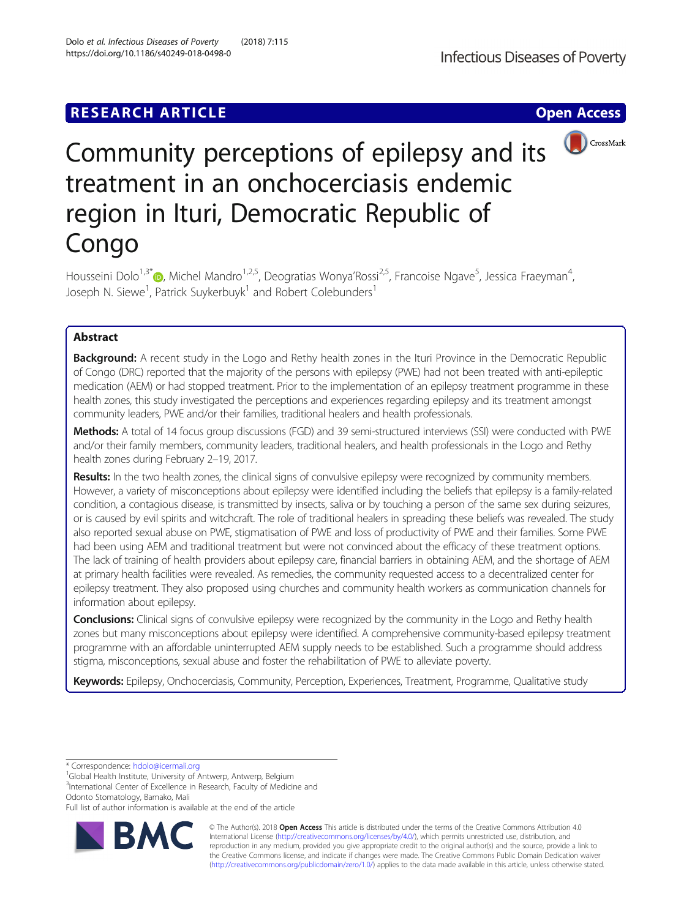RESEARCH ARTICLE

Open Access

# Community perceptions of epilepsy and its treatment in an onchocerciasis endemic region in Ituri, Democratic Republic of Congo

Housseini Dolo[1,3*], Michel Mandro[1,2,5], Deogratias Wonya'Rossi[2,5], Francoise Ngave[5], Jessica Fraeyman[4], Joseph N. Siewe[1], Patrick Suykerbuyk[1] and Robert Colebunders[1]

## Abstract

**Background:** A recent study in the Logo and Rethy health zones in the Ituri Province in the Democratic Republic of Congo (DRC) reported that the majority of the persons with epilepsy (PWE) had not been treated with anti-epileptic medication (AEM) or had stopped treatment. Prior to the implementation of an epilepsy treatment programme in these health zones, this study investigated the perceptions and experiences regarding epilepsy and its treatment amongst community leaders, PWE and/or their families, traditional healers and health professionals.

**Methods:** A total of 14 focus group discussions (FGD) and 39 semi-structured interviews (SSI) were conducted with PWE and/or their family members, community leaders, traditional healers, and health professionals in the Logo and Rethy health zones during February 2–19, 2017.

**Results:** In the two health zones, the clinical signs of convulsive epilepsy were recognized by community members. However, a variety of misconceptions about epilepsy were identified including the beliefs that epilepsy is a family-related condition, a contagious disease, is transmitted by insects, saliva or by touching a person of the same sex during seizures, or is caused by evil spirits and witchcraft. The role of traditional healers in spreading these beliefs was revealed. The study also reported sexual abuse on PWE, stigmatisation of PWE and loss of productivity of PWE and their families. Some PWE had been using AEM and traditional treatment but were not convinced about the efficacy of these treatment options. The lack of training of health providers about epilepsy care, financial barriers in obtaining AEM, and the shortage of AEM at primary health facilities were revealed. As remedies, the community requested access to a decentralized center for epilepsy treatment. They also proposed using churches and community health workers as communication channels for information about epilepsy.

**Conclusions:** Clinical signs of convulsive epilepsy were recognized by the community in the Logo and Rethy health zones but many misconceptions about epilepsy were identified. A comprehensive community-based epilepsy treatment programme with an affordable uninterrupted AEM supply needs to be established. Such a programme should address stigma, misconceptions, sexual abuse and foster the rehabilitation of PWE to alleviate poverty.

**Keywords:** Epilepsy, Onchocerciasis, Community, Perception, Experiences, Treatment, Programme, Qualitative study

* Correspondence: hdolo@icermali.org
[1]Global Health Institute, University of Antwerp, Antwerp, Belgium
[3]International Center of Excellence in Research, Faculty of Medicine and Odonto Stomatology, Bamako, Mali
Full list of author information is available at the end of the article

© The Author(s). 2018 **Open Access** This article is distributed under the terms of the Creative Commons Attribution 4.0 International License (http://creativecommons.org/licenses/by/4.0/), which permits unrestricted use, distribution, and reproduction in any medium, provided you give appropriate credit to the original author(s) and the source, provide a link to the Creative Commons license, and indicate if changes were made. The Creative Commons Public Domain Dedication waiver (http://creativecommons.org/publicdomain/zero/1.0/) applies to the data made available in this article, unless otherwise stated.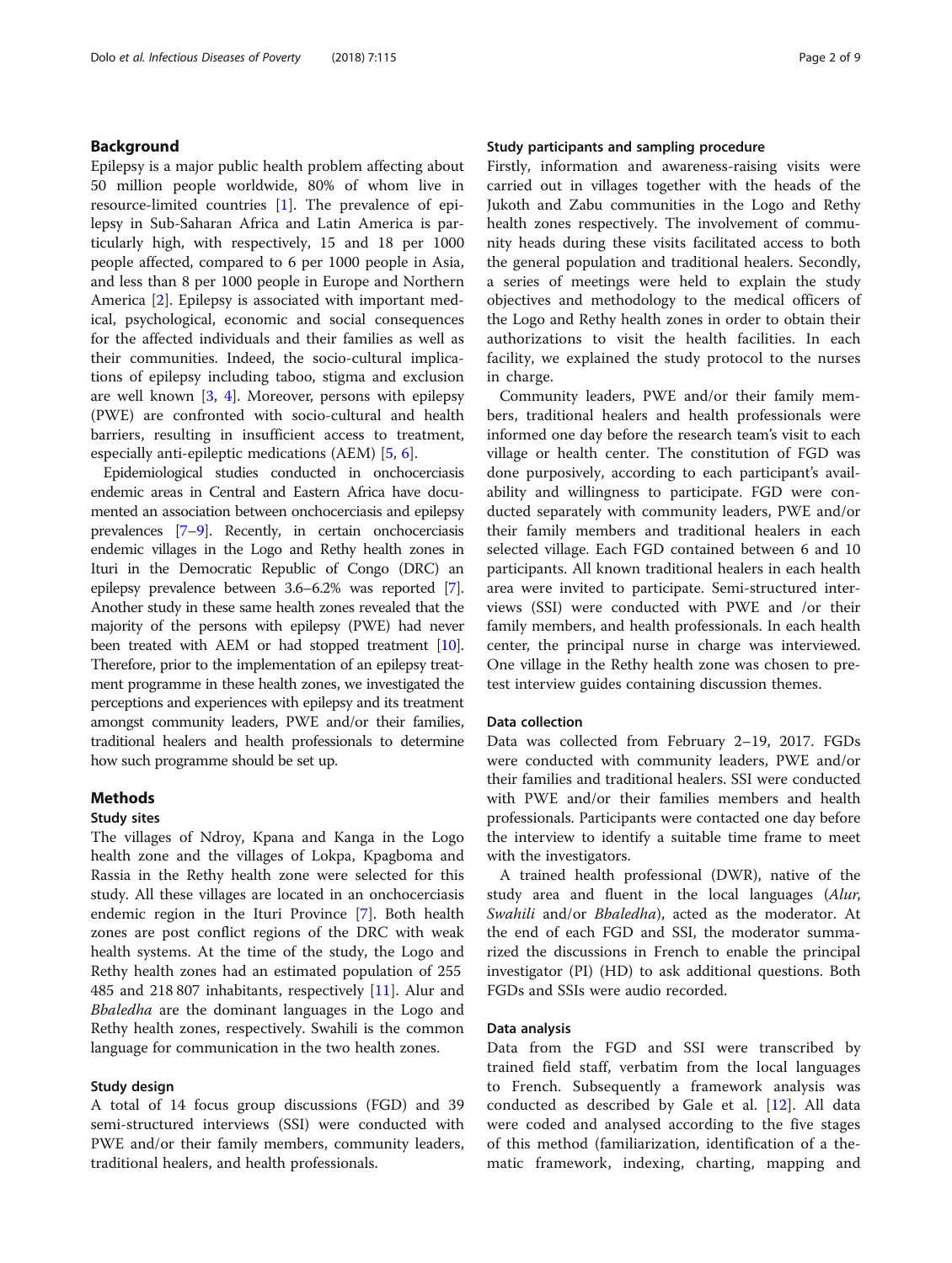## Background

Epilepsy is a major public health problem affecting about 50 million people worldwide, 80% of whom live in resource-limited countries [1]. The prevalence of epilepsy in Sub-Saharan Africa and Latin America is particularly high, with respectively, 15 and 18 per 1000 people affected, compared to 6 per 1000 people in Asia, and less than 8 per 1000 people in Europe and Northern America [2]. Epilepsy is associated with important medical, psychological, economic and social consequences for the affected individuals and their families as well as their communities. Indeed, the socio-cultural implications of epilepsy including taboo, stigma and exclusion are well known [3, 4]. Moreover, persons with epilepsy (PWE) are confronted with socio-cultural and health barriers, resulting in insufficient access to treatment, especially anti-epileptic medications (AEM) [5, 6].

Epidemiological studies conducted in onchocerciasis endemic areas in Central and Eastern Africa have documented an association between onchocerciasis and epilepsy prevalences [7–9]. Recently, in certain onchocerciasis endemic villages in the Logo and Rethy health zones in Ituri in the Democratic Republic of Congo (DRC) an epilepsy prevalence between 3.6–6.2% was reported [7]. Another study in these same health zones revealed that the majority of the persons with epilepsy (PWE) had never been treated with AEM or had stopped treatment [10]. Therefore, prior to the implementation of an epilepsy treatment programme in these health zones, we investigated the perceptions and experiences with epilepsy and its treatment amongst community leaders, PWE and/or their families, traditional healers and health professionals to determine how such programme should be set up.

## Methods

### Study sites

The villages of Ndroy, Kpana and Kanga in the Logo health zone and the villages of Lokpa, Kpagboma and Rassia in the Rethy health zone were selected for this study. All these villages are located in an onchocerciasis endemic region in the Ituri Province [7]. Both health zones are post conflict regions of the DRC with weak health systems. At the time of the study, the Logo and Rethy health zones had an estimated population of 255 485 and 218 807 inhabitants, respectively [11]. Alur and *Bbaledha* are the dominant languages in the Logo and Rethy health zones, respectively. Swahili is the common language for communication in the two health zones.

### Study design

A total of 14 focus group discussions (FGD) and 39 semi-structured interviews (SSI) were conducted with PWE and/or their family members, community leaders, traditional healers, and health professionals.

### Study participants and sampling procedure

Firstly, information and awareness-raising visits were carried out in villages together with the heads of the Jukoth and Zabu communities in the Logo and Rethy health zones respectively. The involvement of community heads during these visits facilitated access to both the general population and traditional healers. Secondly, a series of meetings were held to explain the study objectives and methodology to the medical officers of the Logo and Rethy health zones in order to obtain their authorizations to visit the health facilities. In each facility, we explained the study protocol to the nurses in charge.

Community leaders, PWE and/or their family members, traditional healers and health professionals were informed one day before the research team's visit to each village or health center. The constitution of FGD was done purposively, according to each participant's availability and willingness to participate. FGD were conducted separately with community leaders, PWE and/or their family members and traditional healers in each selected village. Each FGD contained between 6 and 10 participants. All known traditional healers in each health area were invited to participate. Semi-structured interviews (SSI) were conducted with PWE and /or their family members, and health professionals. In each health center, the principal nurse in charge was interviewed. One village in the Rethy health zone was chosen to pretest interview guides containing discussion themes.

### Data collection

Data was collected from February 2–19, 2017. FGDs were conducted with community leaders, PWE and/or their families and traditional healers. SSI were conducted with PWE and/or their families members and health professionals. Participants were contacted one day before the interview to identify a suitable time frame to meet with the investigators.

A trained health professional (DWR), native of the study area and fluent in the local languages (*Alur*, *Swahili* and/or *Bbaledha*), acted as the moderator. At the end of each FGD and SSI, the moderator summarized the discussions in French to enable the principal investigator (PI) (HD) to ask additional questions. Both FGDs and SSIs were audio recorded.

### Data analysis

Data from the FGD and SSI were transcribed by trained field staff, verbatim from the local languages to French. Subsequently a framework analysis was conducted as described by Gale et al. [12]. All data were coded and analysed according to the five stages of this method (familiarization, identification of a thematic framework, indexing, charting, mapping and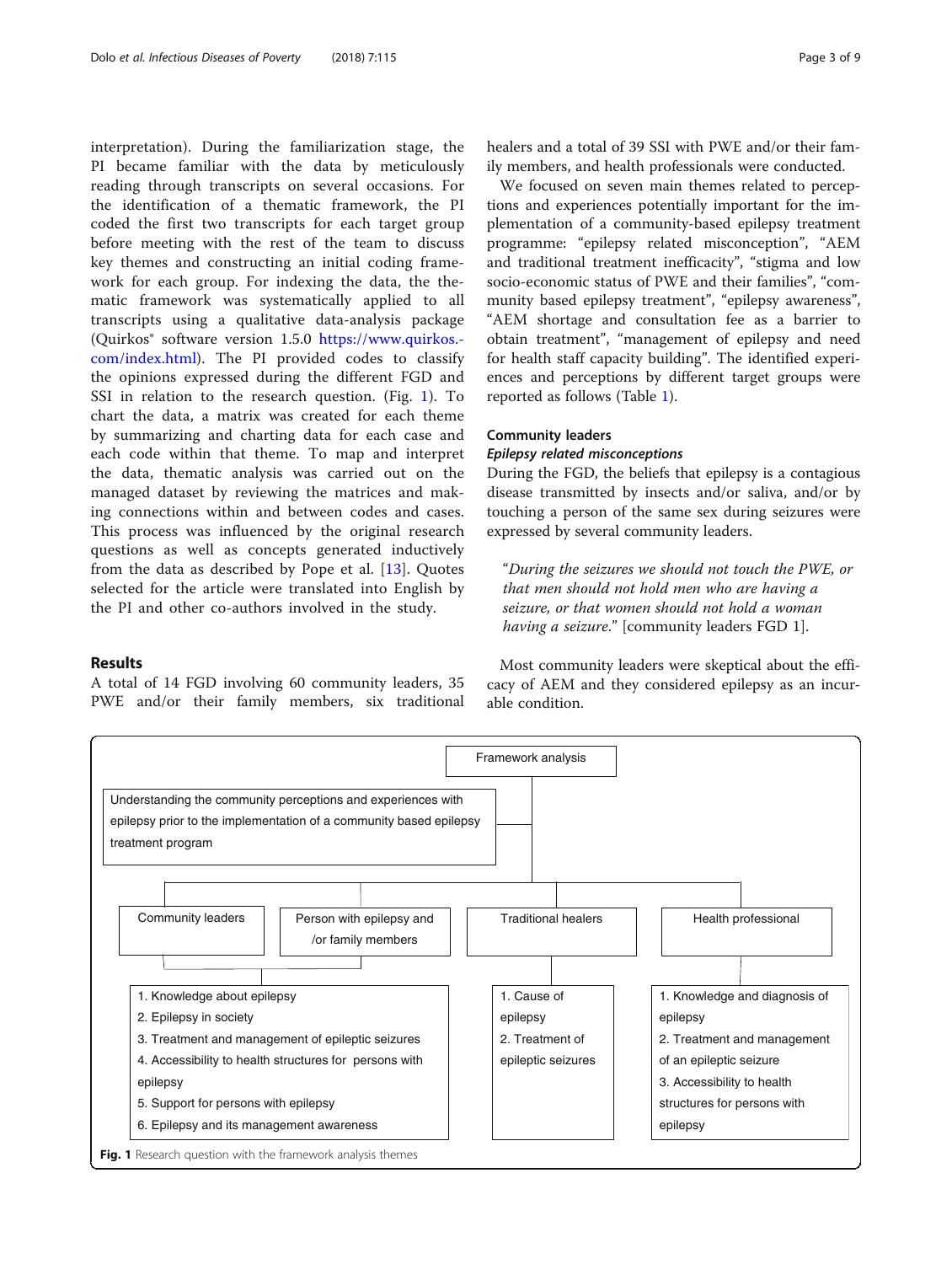interpretation). During the familiarization stage, the PI became familiar with the data by meticulously reading through transcripts on several occasions. For the identification of a thematic framework, the PI coded the first two transcripts for each target group before meeting with the rest of the team to discuss key themes and constructing an initial coding framework for each group. For indexing the data, the thematic framework was systematically applied to all transcripts using a qualitative data-analysis package (Quirkos® software version 1.5.0 https://www.quirkos.com/index.html). The PI provided codes to classify the opinions expressed during the different FGD and SSI in relation to the research question. (Fig. 1). To chart the data, a matrix was created for each theme by summarizing and charting data for each case and each code within that theme. To map and interpret the data, thematic analysis was carried out on the managed dataset by reviewing the matrices and making connections within and between codes and cases. This process was influenced by the original research questions as well as concepts generated inductively from the data as described by Pope et al. [13]. Quotes selected for the article were translated into English by the PI and other co-authors involved in the study.

## Results

A total of 14 FGD involving 60 community leaders, 35 PWE and/or their family members, six traditional healers and a total of 39 SSI with PWE and/or their family members, and health professionals were conducted.

We focused on seven main themes related to perceptions and experiences potentially important for the implementation of a community-based epilepsy treatment programme: "epilepsy related misconception", "AEM and traditional treatment inefficacity", "stigma and low socio-economic status of PWE and their families", "community based epilepsy treatment", "epilepsy awareness", "AEM shortage and consultation fee as a barrier to obtain treatment", "management of epilepsy and need for health staff capacity building". The identified experiences and perceptions by different target groups were reported as follows (Table 1).

### Community leaders

#### *Epilepsy related misconceptions*

During the FGD, the beliefs that epilepsy is a contagious disease transmitted by insects and/or saliva, and/or by touching a person of the same sex during seizures were expressed by several community leaders.

> "During the seizures we should not touch the PWE, or that men should not hold men who are having a seizure, or that women should not hold a woman having a seizure." [community leaders FGD 1].

Most community leaders were skeptical about the efficacy of AEM and they considered epilepsy as an incurable condition.

Framework analysis

Understanding the community perceptions and experiences with epilepsy prior to the implementation of a community based epilepsy treatment program

Community leaders; Person with epilepsy and /or family members:
1. Knowledge about epilepsy
2. Epilepsy in society
3. Treatment and management of epileptic seizures
4. Accessibility to health structures for persons with epilepsy
5. Support for persons with epilepsy
6. Epilepsy and its management awareness

Traditional healers:
1. Cause of epilepsy
2. Treatment of epileptic seizures

Health professional:
1. Knowledge and diagnosis of epilepsy
2. Treatment and management of an epileptic seizure
3. Accessibility to health structures for persons with epilepsy

**Fig. 1** Research question with the framework analysis themes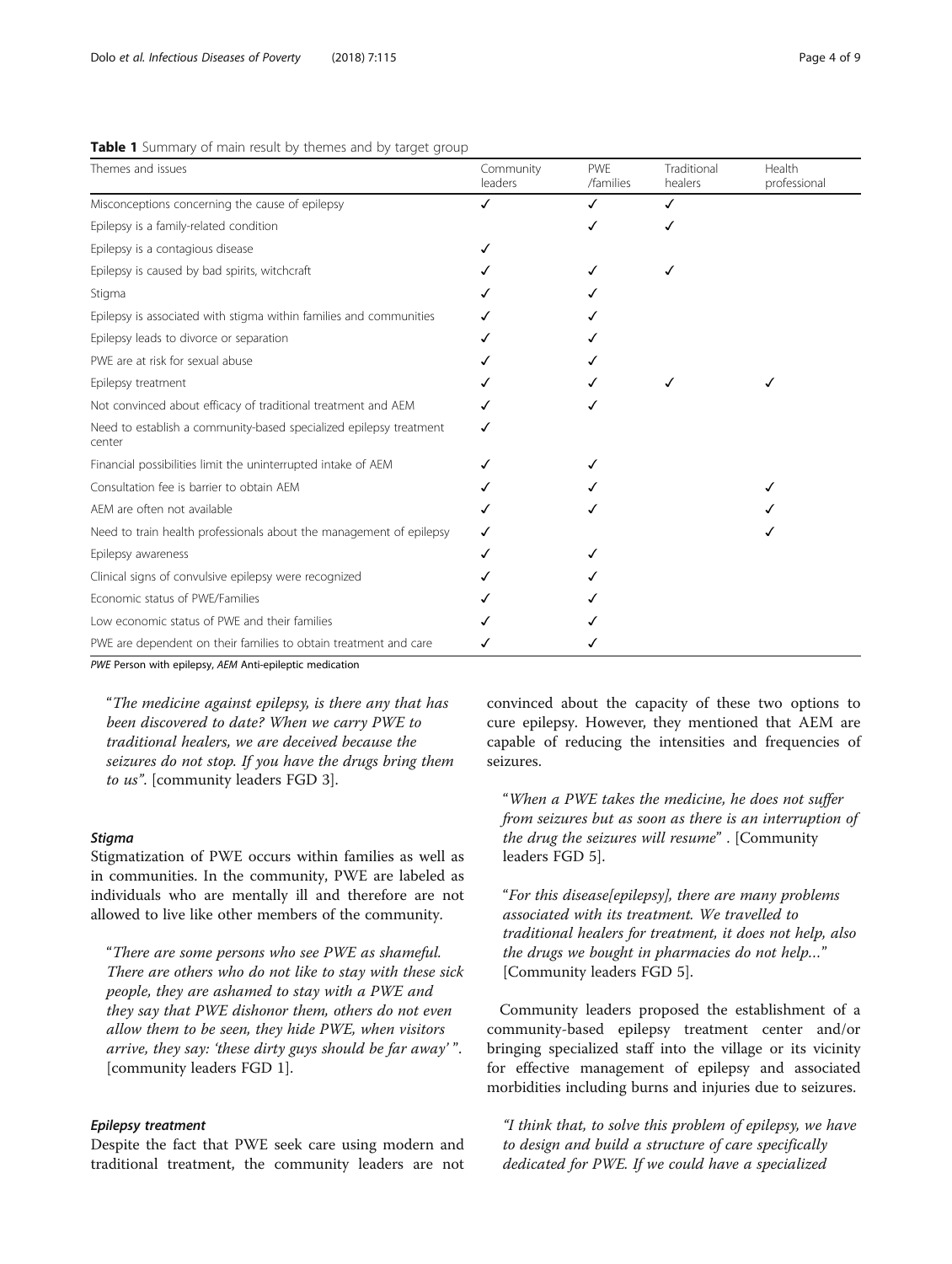**Table 1** Summary of main result by themes and by target group

| Themes and issues | Community leaders | PWE /families | Traditional healers | Health professional |
|---|---|---|---|---|
| Misconceptions concerning the cause of epilepsy | ✓ | ✓ | ✓ | |
| Epilepsy is a family-related condition | | ✓ | ✓ | |
| Epilepsy is a contagious disease | ✓ | | | |
| Epilepsy is caused by bad spirits, witchcraft | ✓ | ✓ | ✓ | |
| Stigma | ✓ | ✓ | | |
| Epilepsy is associated with stigma within families and communities | ✓ | ✓ | | |
| Epilepsy leads to divorce or separation | ✓ | ✓ | | |
| PWE are at risk for sexual abuse | ✓ | ✓ | | |
| Epilepsy treatment | ✓ | ✓ | ✓ | ✓ |
| Not convinced about efficacy of traditional treatment and AEM | ✓ | ✓ | | |
| Need to establish a community-based specialized epilepsy treatment center | ✓ | | | |
| Financial possibilities limit the uninterrupted intake of AEM | ✓ | ✓ | | |
| Consultation fee is barrier to obtain AEM | ✓ | ✓ | | ✓ |
| AEM are often not available | ✓ | ✓ | | ✓ |
| Need to train health professionals about the management of epilepsy | ✓ | | | ✓ |
| Epilepsy awareness | ✓ | ✓ | | |
| Clinical signs of convulsive epilepsy were recognized | ✓ | ✓ | | |
| Economic status of PWE/Families | ✓ | ✓ | | |
| Low economic status of PWE and their families | ✓ | ✓ | | |
| PWE are dependent on their families to obtain treatment and care | ✓ | ✓ | | |

*PWE* Person with epilepsy, *AEM* Anti-epileptic medication

"*The medicine against epilepsy, is there any that has been discovered to date? When we carry PWE to traditional healers, we are deceived because the seizures do not stop. If you have the drugs bring them to us*". [community leaders FGD 3].

#### Stigma

Stigmatization of PWE occurs within families as well as in communities. In the community, PWE are labeled as individuals who are mentally ill and therefore are not allowed to live like other members of the community.

"*There are some persons who see PWE as shameful. There are others who do not like to stay with these sick people, they are ashamed to stay with a PWE and they say that PWE dishonor them, others do not even allow them to be seen, they hide PWE, when visitors arrive, they say: 'these dirty guys should be far away'* ". [community leaders FGD 1].

#### Epilepsy treatment

Despite the fact that PWE seek care using modern and traditional treatment, the community leaders are not convinced about the capacity of these two options to cure epilepsy. However, they mentioned that AEM are capable of reducing the intensities and frequencies of seizures.

"*When a PWE takes the medicine, he does not suffer from seizures but as soon as there is an interruption of the drug the seizures will resume*" . [Community leaders FGD 5].

"*For this disease[epilepsy], there are many problems associated with its treatment. We travelled to traditional healers for treatment, it does not help, also the drugs we bought in pharmacies do not help…*" [Community leaders FGD 5].

Community leaders proposed the establishment of a community-based epilepsy treatment center and/or bringing specialized staff into the village or its vicinity for effective management of epilepsy and associated morbidities including burns and injuries due to seizures.

*"I think that, to solve this problem of epilepsy, we have to design and build a structure of care specifically dedicated for PWE. If we could have a specialized*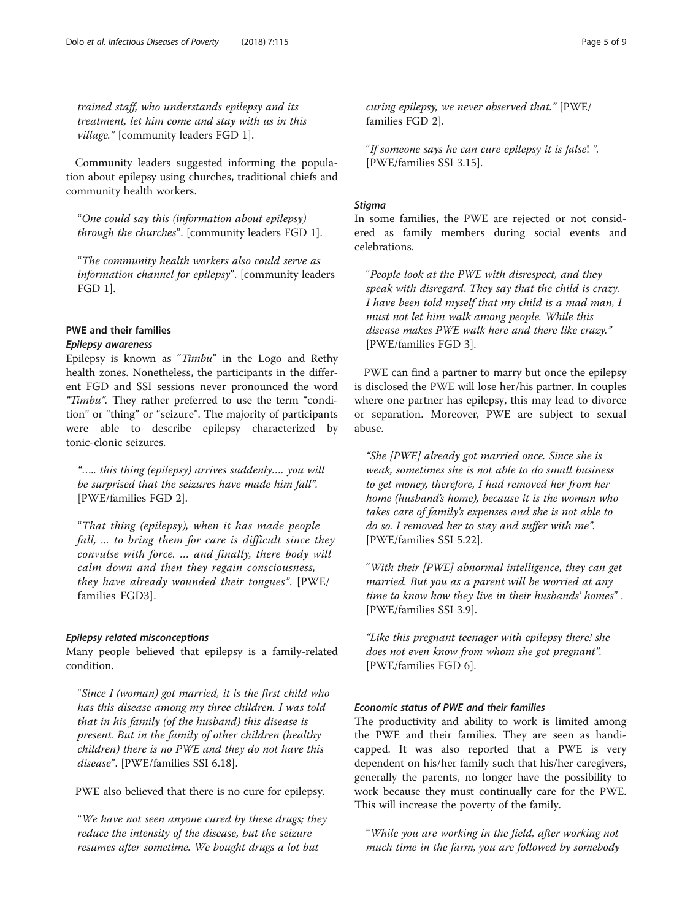*trained staff, who understands epilepsy and its treatment, let him come and stay with us in this village."* [community leaders FGD 1].

Community leaders suggested informing the population about epilepsy using churches, traditional chiefs and community health workers.

> "*One could say this (information about epilepsy) through the churches*". [community leaders FGD 1].

> "*The community health workers also could serve as information channel for epilepsy*". [community leaders FGD 1].

### PWE and their families

#### *Epilepsy awareness*

Epilepsy is known as "*Timbu*" in the Logo and Rethy health zones. Nonetheless, the participants in the different FGD and SSI sessions never pronounced the word *"Timbu"*. They rather preferred to use the term "condition" or "thing" or "seizure". The majority of participants were able to describe epilepsy characterized by tonic-clonic seizures.

> "*….. this thing (epilepsy) arrives suddenly…. you will be surprised that the seizures have made him fall*". [PWE/families FGD 2].

> "*That thing (epilepsy), when it has made people fall, ... to bring them for care is difficult since they convulse with force. … and finally, there body will calm down and then they regain consciousness, they have already wounded their tongues*". [PWE/families FGD3].

#### *Epilepsy related misconceptions*

Many people believed that epilepsy is a family-related condition.

> "*Since I (woman) got married, it is the first child who has this disease among my three children. I was told that in his family (of the husband) this disease is present. But in the family of other children (healthy children) there is no PWE and they do not have this disease*". [PWE/families SSI 6.18].

PWE also believed that there is no cure for epilepsy.

> "*We have not seen anyone cured by these drugs; they reduce the intensity of the disease, but the seizure resumes after sometime. We bought drugs a lot but curing epilepsy, we never observed that.*" [PWE/families FGD 2].

> "*If someone says he can cure epilepsy it is false*! ". [PWE/families SSI 3.15].

#### *Stigma*

In some families, the PWE are rejected or not considered as family members during social events and celebrations.

> "*People look at the PWE with disrespect, and they speak with disregard. They say that the child is crazy. I have been told myself that my child is a mad man, I must not let him walk among people. While this disease makes PWE walk here and there like crazy.*" [PWE/families FGD 3].

PWE can find a partner to marry but once the epilepsy is disclosed the PWE will lose her/his partner. In couples where one partner has epilepsy, this may lead to divorce or separation. Moreover, PWE are subject to sexual abuse.

> *"She [PWE] already got married once. Since she is weak, sometimes she is not able to do small business to get money, therefore, I had removed her from her home (husband's home), because it is the woman who takes care of family's expenses and she is not able to do so. I removed her to stay and suffer with me".* [PWE/families SSI 5.22].

> "*With their [PWE] abnormal intelligence, they can get married. But you as a parent will be worried at any time to know how they live in their husbands' homes*" . [PWE/families SSI 3.9].

> *"Like this pregnant teenager with epilepsy there! she does not even know from whom she got pregnant".* [PWE/families FGD 6].

#### *Economic status of PWE and their families*

The productivity and ability to work is limited among the PWE and their families. They are seen as handicapped. It was also reported that a PWE is very dependent on his/her family such that his/her caregivers, generally the parents, no longer have the possibility to work because they must continually care for the PWE. This will increase the poverty of the family.

> "*While you are working in the field, after working not much time in the farm, you are followed by somebody*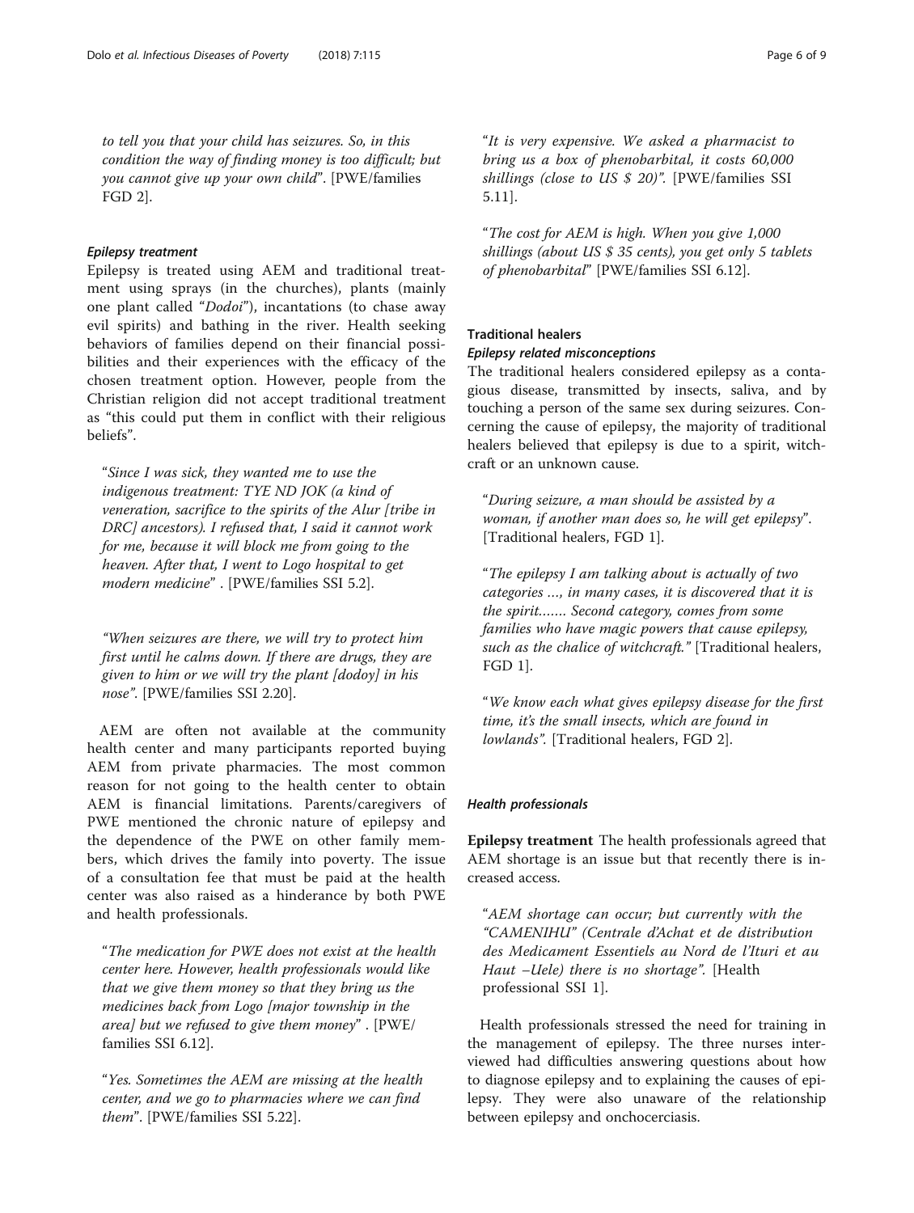to tell you that your child has seizures. So, in this condition the way of finding money is too difficult; but you cannot give up your own child". [PWE/families FGD 2].

#### *Epilepsy treatment*

Epilepsy is treated using AEM and traditional treatment using sprays (in the churches), plants (mainly one plant called "*Dodoi*"), incantations (to chase away evil spirits) and bathing in the river. Health seeking behaviors of families depend on their financial possibilities and their experiences with the efficacy of the chosen treatment option. However, people from the Christian religion did not accept traditional treatment as "this could put them in conflict with their religious beliefs".

> "*Since I was sick, they wanted me to use the indigenous treatment: TYE ND JOK (a kind of veneration, sacrifice to the spirits of the Alur [tribe in DRC] ancestors). I refused that, I said it cannot work for me, because it will block me from going to the heaven. After that, I went to Logo hospital to get modern medicine*" . [PWE/families SSI 5.2].

> *"When seizures are there, we will try to protect him first until he calms down. If there are drugs, they are given to him or we will try the plant [dodoy] in his nose".* [PWE/families SSI 2.20].

AEM are often not available at the community health center and many participants reported buying AEM from private pharmacies. The most common reason for not going to the health center to obtain AEM is financial limitations. Parents/caregivers of PWE mentioned the chronic nature of epilepsy and the dependence of the PWE on other family members, which drives the family into poverty. The issue of a consultation fee that must be paid at the health center was also raised as a hinderance by both PWE and health professionals.

> "*The medication for PWE does not exist at the health center here. However, health professionals would like that we give them money so that they bring us the medicines back from Logo [major township in the area] but we refused to give them money*" . [PWE/families SSI 6.12].

> "*Yes. Sometimes the AEM are missing at the health center, and we go to pharmacies where we can find them*". [PWE/families SSI 5.22].

> "*It is very expensive. We asked a pharmacist to bring us a box of phenobarbital, it costs 60,000 shillings (close to US $ 20)".* [PWE/families SSI 5.11].

> "*The cost for AEM is high. When you give 1,000 shillings (about US $ 35 cents), you get only 5 tablets of phenobarbital*" [PWE/families SSI 6.12].

### Traditional healers

#### *Epilepsy related misconceptions*

The traditional healers considered epilepsy as a contagious disease, transmitted by insects, saliva, and by touching a person of the same sex during seizures. Concerning the cause of epilepsy, the majority of traditional healers believed that epilepsy is due to a spirit, witchcraft or an unknown cause.

> "*During seizure, a man should be assisted by a woman, if another man does so, he will get epilepsy*". [Traditional healers, FGD 1].

> "*The epilepsy I am talking about is actually of two categories …, in many cases, it is discovered that it is the spirit……. Second category, comes from some families who have magic powers that cause epilepsy, such as the chalice of witchcraft."* [Traditional healers, FGD 1].

> "*We know each what gives epilepsy disease for the first time, it's the small insects, which are found in lowlands".* [Traditional healers, FGD 2].

#### *Health professionals*

**Epilepsy treatment** The health professionals agreed that AEM shortage is an issue but that recently there is increased access.

> "*AEM shortage can occur; but currently with the "CAMENIHU" (Centrale d'Achat et de distribution des Medicament Essentiels au Nord de l'Ituri et au Haut –Uele) there is no shortage".* [Health professional SSI 1].

Health professionals stressed the need for training in the management of epilepsy. The three nurses interviewed had difficulties answering questions about how to diagnose epilepsy and to explaining the causes of epilepsy. They were also unaware of the relationship between epilepsy and onchocerciasis.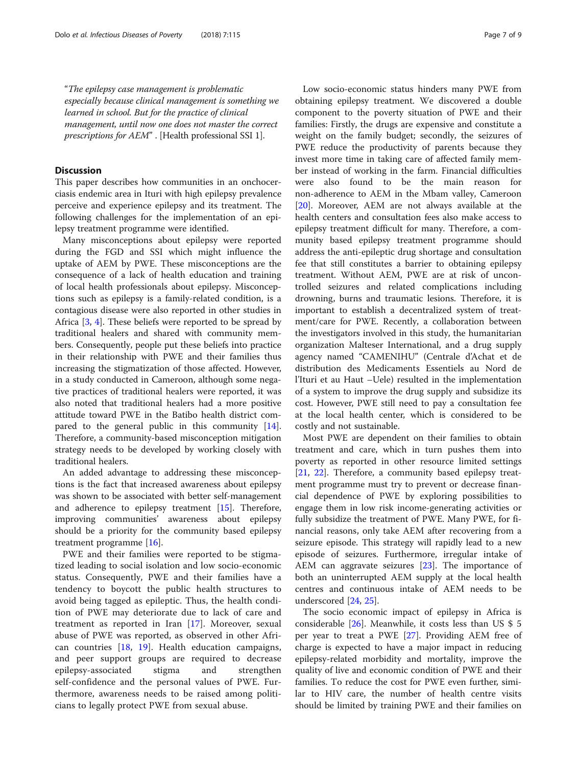"*The epilepsy case management is problematic especially because clinical management is something we learned in school. But for the practice of clinical management, until now one does not master the correct prescriptions for AEM*" . [Health professional SSI 1].

## Discussion

This paper describes how communities in an onchocerciasis endemic area in Ituri with high epilepsy prevalence perceive and experience epilepsy and its treatment. The following challenges for the implementation of an epilepsy treatment programme were identified.

Many misconceptions about epilepsy were reported during the FGD and SSI which might influence the uptake of AEM by PWE. These misconceptions are the consequence of a lack of health education and training of local health professionals about epilepsy. Misconceptions such as epilepsy is a family-related condition, is a contagious disease were also reported in other studies in Africa [3, 4]. These beliefs were reported to be spread by traditional healers and shared with community members. Consequently, people put these beliefs into practice in their relationship with PWE and their families thus increasing the stigmatization of those affected. However, in a study conducted in Cameroon, although some negative practices of traditional healers were reported, it was also noted that traditional healers had a more positive attitude toward PWE in the Batibo health district compared to the general public in this community [14]. Therefore, a community-based misconception mitigation strategy needs to be developed by working closely with traditional healers.

An added advantage to addressing these misconceptions is the fact that increased awareness about epilepsy was shown to be associated with better self-management and adherence to epilepsy treatment [15]. Therefore, improving communities' awareness about epilepsy should be a priority for the community based epilepsy treatment programme [16].

PWE and their families were reported to be stigmatized leading to social isolation and low socio-economic status. Consequently, PWE and their families have a tendency to boycott the public health structures to avoid being tagged as epileptic. Thus, the health condition of PWE may deteriorate due to lack of care and treatment as reported in Iran [17]. Moreover, sexual abuse of PWE was reported, as observed in other African countries [18, 19]. Health education campaigns, and peer support groups are required to decrease epilepsy-associated stigma and strengthen self-confidence and the personal values of PWE. Furthermore, awareness needs to be raised among politicians to legally protect PWE from sexual abuse.

Low socio-economic status hinders many PWE from obtaining epilepsy treatment. We discovered a double component to the poverty situation of PWE and their families: Firstly, the drugs are expensive and constitute a weight on the family budget; secondly, the seizures of PWE reduce the productivity of parents because they invest more time in taking care of affected family member instead of working in the farm. Financial difficulties were also found to be the main reason for non-adherence to AEM in the Mbam valley, Cameroon [20]. Moreover, AEM are not always available at the health centers and consultation fees also make access to epilepsy treatment difficult for many. Therefore, a community based epilepsy treatment programme should address the anti-epileptic drug shortage and consultation fee that still constitutes a barrier to obtaining epilepsy treatment. Without AEM, PWE are at risk of uncontrolled seizures and related complications including drowning, burns and traumatic lesions. Therefore, it is important to establish a decentralized system of treatment/care for PWE. Recently, a collaboration between the investigators involved in this study, the humanitarian organization Malteser International, and a drug supply agency named "CAMENIHU" (Centrale d'Achat et de distribution des Medicaments Essentiels au Nord de l'Ituri et au Haut –Uele) resulted in the implementation of a system to improve the drug supply and subsidize its cost. However, PWE still need to pay a consultation fee at the local health center, which is considered to be costly and not sustainable.

Most PWE are dependent on their families to obtain treatment and care, which in turn pushes them into poverty as reported in other resource limited settings [21, 22]. Therefore, a community based epilepsy treatment programme must try to prevent or decrease financial dependence of PWE by exploring possibilities to engage them in low risk income-generating activities or fully subsidize the treatment of PWE. Many PWE, for financial reasons, only take AEM after recovering from a seizure episode. This strategy will rapidly lead to a new episode of seizures. Furthermore, irregular intake of AEM can aggravate seizures [23]. The importance of both an uninterrupted AEM supply at the local health centres and continuous intake of AEM needs to be underscored [24, 25].

The socio economic impact of epilepsy in Africa is considerable [26]. Meanwhile, it costs less than US $ 5 per year to treat a PWE [27]. Providing AEM free of charge is expected to have a major impact in reducing epilepsy-related morbidity and mortality, improve the quality of live and economic condition of PWE and their families. To reduce the cost for PWE even further, similar to HIV care, the number of health centre visits should be limited by training PWE and their families on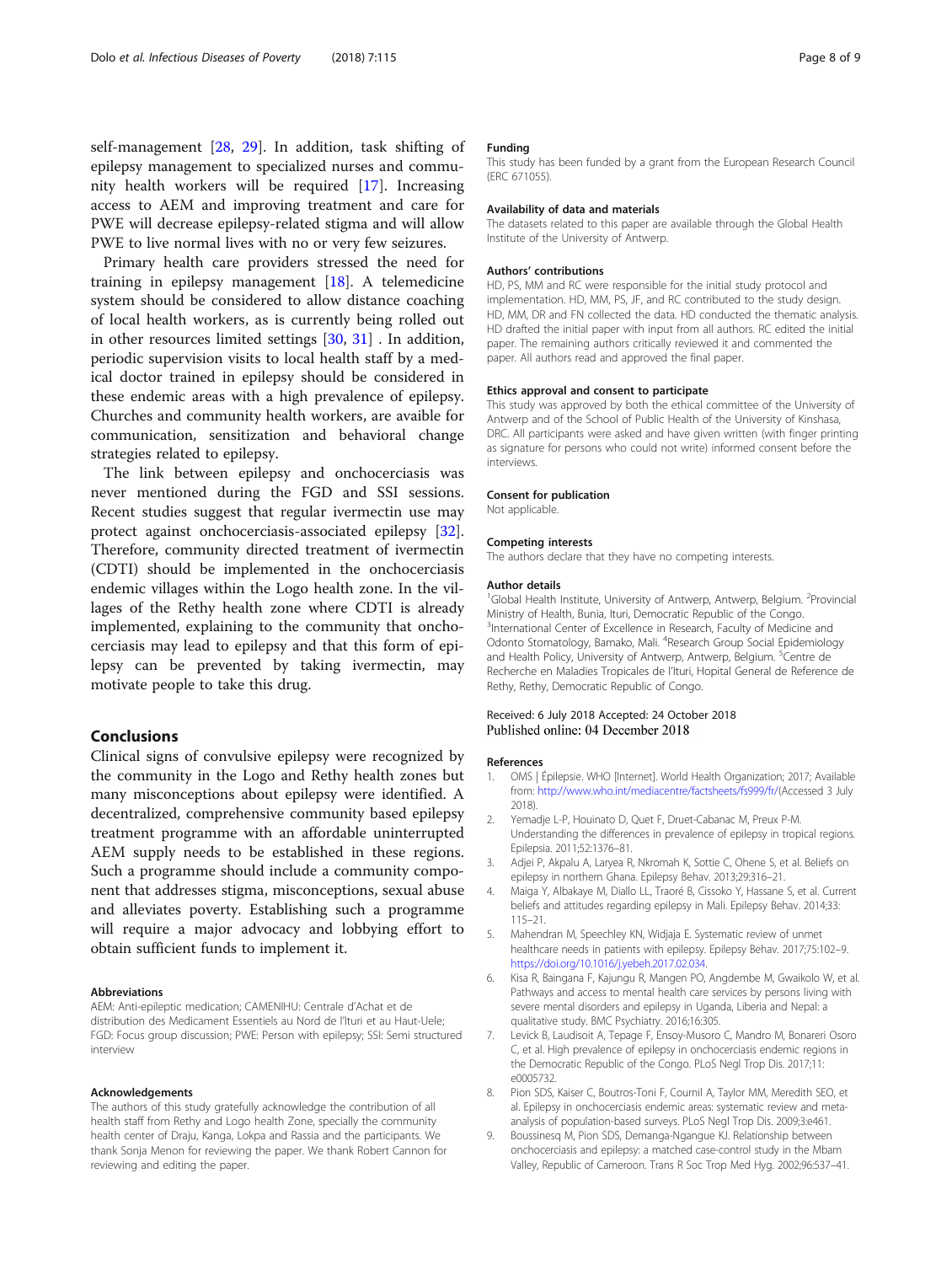self-management [28, 29]. In addition, task shifting of epilepsy management to specialized nurses and community health workers will be required [17]. Increasing access to AEM and improving treatment and care for PWE will decrease epilepsy-related stigma and will allow PWE to live normal lives with no or very few seizures.

Primary health care providers stressed the need for training in epilepsy management [18]. A telemedicine system should be considered to allow distance coaching of local health workers, as is currently being rolled out in other resources limited settings [30, 31] . In addition, periodic supervision visits to local health staff by a medical doctor trained in epilepsy should be considered in these endemic areas with a high prevalence of epilepsy. Churches and community health workers, are avaible for communication, sensitization and behavioral change strategies related to epilepsy.

The link between epilepsy and onchocerciasis was never mentioned during the FGD and SSI sessions. Recent studies suggest that regular ivermectin use may protect against onchocerciasis-associated epilepsy [32]. Therefore, community directed treatment of ivermectin (CDTI) should be implemented in the onchocerciasis endemic villages within the Logo health zone. In the villages of the Rethy health zone where CDTI is already implemented, explaining to the community that onchocerciasis may lead to epilepsy and that this form of epilepsy can be prevented by taking ivermectin, may motivate people to take this drug.

## Conclusions

Clinical signs of convulsive epilepsy were recognized by the community in the Logo and Rethy health zones but many misconceptions about epilepsy were identified. A decentralized, comprehensive community based epilepsy treatment programme with an affordable uninterrupted AEM supply needs to be established in these regions. Such a programme should include a community component that addresses stigma, misconceptions, sexual abuse and alleviates poverty. Establishing such a programme will require a major advocacy and lobbying effort to obtain sufficient funds to implement it.

#### Abbreviations

AEM: Anti-epileptic medication; CAMENIHU: Centrale d'Achat et de distribution des Medicament Essentiels au Nord de l'Ituri et au Haut-Uele; FGD: Focus group discussion; PWE: Person with epilepsy; SSI: Semi structured interview

#### Acknowledgements

The authors of this study gratefully acknowledge the contribution of all health staff from Rethy and Logo health Zone, specially the community health center of Draju, Kanga, Lokpa and Rassia and the participants. We thank Sonja Menon for reviewing the paper. We thank Robert Cannon for reviewing and editing the paper.

#### Funding

This study has been funded by a grant from the European Research Council (ERC 671055).

#### Availability of data and materials

The datasets related to this paper are available through the Global Health Institute of the University of Antwerp.

#### Authors' contributions

HD, PS, MM and RC were responsible for the initial study protocol and implementation. HD, MM, PS, JF, and RC contributed to the study design. HD, MM, DR and FN collected the data. HD conducted the thematic analysis. HD drafted the initial paper with input from all authors. RC edited the initial paper. The remaining authors critically reviewed it and commented the paper. All authors read and approved the final paper.

#### Ethics approval and consent to participate

This study was approved by both the ethical committee of the University of Antwerp and of the School of Public Health of the University of Kinshasa, DRC. All participants were asked and have given written (with finger printing as signature for persons who could not write) informed consent before the interviews.

#### Consent for publication

Not applicable.

#### Competing interests

The authors declare that they have no competing interests.

#### Author details

[1]Global Health Institute, University of Antwerp, Antwerp, Belgium. [2]Provincial Ministry of Health, Bunia, Ituri, Democratic Republic of the Congo. [3]International Center of Excellence in Research, Faculty of Medicine and Odonto Stomatology, Bamako, Mali. [4]Research Group Social Epidemiology and Health Policy, University of Antwerp, Antwerp, Belgium. [5]Centre de Recherche en Maladies Tropicales de l'Ituri, Hopital General de Reference de Rethy, Rethy, Democratic Republic of Congo.

Received: 6 July 2018 Accepted: 24 October 2018
Published online: 04 December 2018

#### References

1. OMS | Épilepsie. WHO [Internet]. World Health Organization; 2017; Available from: http://www.who.int/mediacentre/factsheets/fs999/fr/(Accessed 3 July 2018).
2. Yemadje L-P, Houinato D, Quet F, Druet-Cabanac M, Preux P-M. Understanding the differences in prevalence of epilepsy in tropical regions. Epilepsia. 2011;52:1376–81.
3. Adjei P, Akpalu A, Laryea R, Nkromah K, Sottie C, Ohene S, et al. Beliefs on epilepsy in northern Ghana. Epilepsy Behav. 2013;29:316–21.
4. Maiga Y, Albakaye M, Diallo LL, Traoré B, Cissoko Y, Hassane S, et al. Current beliefs and attitudes regarding epilepsy in Mali. Epilepsy Behav. 2014;33: 115–21.
5. Mahendran M, Speechley KN, Widjaja E. Systematic review of unmet healthcare needs in patients with epilepsy. Epilepsy Behav. 2017;75:102–9. https://doi.org/10.1016/j.yebeh.2017.02.034.
6. Kisa R, Baingana F, Kajungu R, Mangen PO, Angdembe M, Gwaikolo W, et al. Pathways and access to mental health care services by persons living with severe mental disorders and epilepsy in Uganda, Liberia and Nepal: a qualitative study. BMC Psychiatry. 2016;16:305.
7. Levick B, Laudisoit A, Tepage F, Ensoy-Musoro C, Mandro M, Bonareri Osoro C, et al. High prevalence of epilepsy in onchocerciasis endemic regions in the Democratic Republic of the Congo. PLoS Negl Trop Dis. 2017;11: e0005732.
8. Pion SDS, Kaiser C, Boutros-Toni F, Cournil A, Taylor MM, Meredith SEO, et al. Epilepsy in onchocerciasis endemic areas: systematic review and meta-analysis of population-based surveys. PLoS Negl Trop Dis. 2009;3:e461.
9. Boussinesq M, Pion SDS, Demanga-Ngangue KJ. Relationship between onchocerciasis and epilepsy: a matched case-control study in the Mbam Valley, Republic of Cameroon. Trans R Soc Trop Med Hyg. 2002;96:537–41.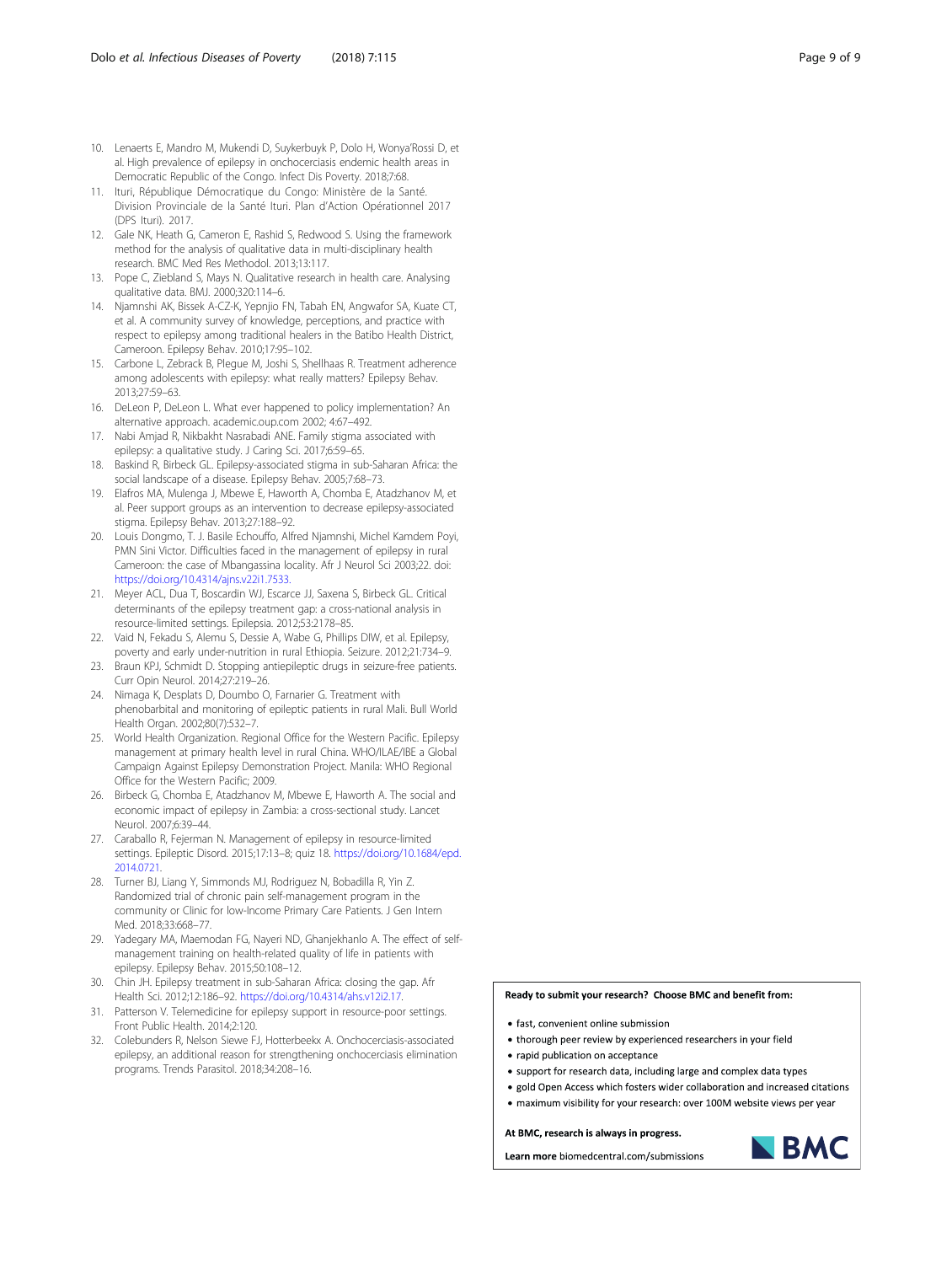10. Lenaerts E, Mandro M, Mukendi D, Suykerbuyk P, Dolo H, Wonya'Rossi D, et al. High prevalence of epilepsy in onchocerciasis endemic health areas in Democratic Republic of the Congo. Infect Dis Poverty. 2018;7:68.
11. Ituri, République Démocratique du Congo: Ministère de la Santé. Division Provinciale de la Santé Ituri. Plan d'Action Opérationnel 2017 (DPS Ituri). 2017.
12. Gale NK, Heath G, Cameron E, Rashid S, Redwood S. Using the framework method for the analysis of qualitative data in multi-disciplinary health research. BMC Med Res Methodol. 2013;13:117.
13. Pope C, Ziebland S, Mays N. Qualitative research in health care. Analysing qualitative data. BMJ. 2000;320:114–6.
14. Njamnshi AK, Bissek A-CZ-K, Yepnjio FN, Tabah EN, Angwafor SA, Kuate CT, et al. A community survey of knowledge, perceptions, and practice with respect to epilepsy among traditional healers in the Batibo Health District, Cameroon. Epilepsy Behav. 2010;17:95–102.
15. Carbone L, Zebrack B, Plegue M, Joshi S, Shellhaas R. Treatment adherence among adolescents with epilepsy: what really matters? Epilepsy Behav. 2013;27:59–63.
16. DeLeon P, DeLeon L. What ever happened to policy implementation? An alternative approach. academic.oup.com 2002; 4:67–492.
17. Nabi Amjad R, Nikbakht Nasrabadi ANE. Family stigma associated with epilepsy: a qualitative study. J Caring Sci. 2017;6:59–65.
18. Baskind R, Birbeck GL. Epilepsy-associated stigma in sub-Saharan Africa: the social landscape of a disease. Epilepsy Behav. 2005;7:68–73.
19. Elafros MA, Mulenga J, Mbewe E, Haworth A, Chomba E, Atadzhanov M, et al. Peer support groups as an intervention to decrease epilepsy-associated stigma. Epilepsy Behav. 2013;27:188–92.
20. Louis Dongmo, T. J. Basile Echouffo, Alfred Njamnshi, Michel Kamdem Poyi, PMN Sini Victor. Difficulties faced in the management of epilepsy in rural Cameroon: the case of Mbangassina locality. Afr J Neurol Sci 2003;22. doi: https://doi.org/10.4314/ajns.v22i1.7533.
21. Meyer ACL, Dua T, Boscardin WJ, Escarce JJ, Saxena S, Birbeck GL. Critical determinants of the epilepsy treatment gap: a cross-national analysis in resource-limited settings. Epilepsia. 2012;53:2178–85.
22. Vaid N, Fekadu S, Alemu S, Dessie A, Wabe G, Phillips DIW, et al. Epilepsy, poverty and early under-nutrition in rural Ethiopia. Seizure. 2012;21:734–9.
23. Braun KPJ, Schmidt D. Stopping antiepileptic drugs in seizure-free patients. Curr Opin Neurol. 2014;27:219–26.
24. Nimaga K, Desplats D, Doumbo O, Farnarier G. Treatment with phenobarbital and monitoring of epileptic patients in rural Mali. Bull World Health Organ. 2002;80(7):532–7.
25. World Health Organization. Regional Office for the Western Pacific. Epilepsy management at primary health level in rural China. WHO/ILAE/IBE a Global Campaign Against Epilepsy Demonstration Project. Manila: WHO Regional Office for the Western Pacific; 2009.
26. Birbeck G, Chomba E, Atadzhanov M, Mbewe E, Haworth A. The social and economic impact of epilepsy in Zambia: a cross-sectional study. Lancet Neurol. 2007;6:39–44.
27. Caraballo R, Fejerman N. Management of epilepsy in resource-limited settings. Epileptic Disord. 2015;17:13–8; quiz 18. https://doi.org/10.1684/epd.2014.0721.
28. Turner BJ, Liang Y, Simmonds MJ, Rodriguez N, Bobadilla R, Yin Z. Randomized trial of chronic pain self-management program in the community or Clinic for low-Income Primary Care Patients. J Gen Intern Med. 2018;33:668–77.
29. Yadegary MA, Maemodan FG, Nayeri ND, Ghanjekhanlo A. The effect of self-management training on health-related quality of life in patients with epilepsy. Epilepsy Behav. 2015;50:108–12.
30. Chin JH. Epilepsy treatment in sub-Saharan Africa: closing the gap. Afr Health Sci. 2012;12:186–92. https://doi.org/10.4314/ahs.v12i2.17.
31. Patterson V. Telemedicine for epilepsy support in resource-poor settings. Front Public Health. 2014;2:120.
32. Colebunders R, Nelson Siewe FJ, Hotterbeekx A. Onchocerciasis-associated epilepsy, an additional reason for strengthening onchocerciasis elimination programs. Trends Parasitol. 2018;34:208–16.

**Ready to submit your research? Choose BMC and benefit from:**

- fast, convenient online submission
- thorough peer review by experienced researchers in your field
- rapid publication on acceptance
- support for research data, including large and complex data types
- gold Open Access which fosters wider collaboration and increased citations
- maximum visibility for your research: over 100M website views per year

**At BMC, research is always in progress.**

**Learn more** biomedcentral.com/submissions

BMC